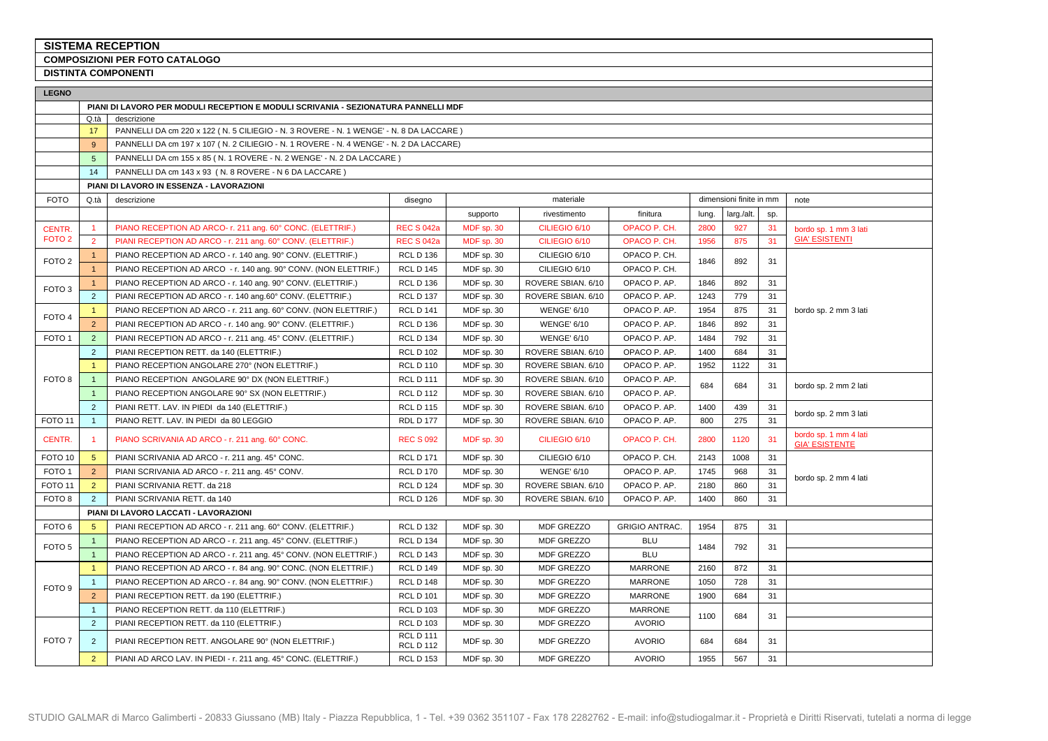# SISTEMA RECEPTION

## COMPOSIZIONI PER FOTO CATALOGO

## DISTINTA COMPONENTI

### LEGNO

**PIANI DI LAVORO PER MODULI RECEPTION E MODULI SCRIVANIA - SEZIONATURA PANNELLI MDF**

| Q.tà | descrizione |
|---|---|
| 17 | PANNELLI DA cm 220 x 122 ( N. 5 CILIEGIO - N. 3 ROVERE - N. 1 WENGE' - N. 8 DA LACCARE ) |
| 9 | PANNELLI DA cm 197 x 107 ( N. 2 CILIEGIO - N. 1 ROVERE - N. 4 WENGE' - N. 2 DA LACCARE) |
| 5 | PANNELLI DA cm 155 x 85 ( N. 1 ROVERE - N. 2 WENGE' - N. 2 DA LACCARE ) |
| 14 | PANNELLI DA cm 143 x 93 ( N. 8 ROVERE - N 6 DA LACCARE ) |

**PIANI DI LAVORO IN ESSENZA - LAVORAZIONI**

| FOTO | Q.tà | descrizione | disegno | materiale | | | dimensioni finite in mm | | | note |
|---|---|---|---|---|---|---|---|---|---|---|
| | | | | supporto | rivestimento | finitura | lung. | larg./alt. | sp. | |
| CENTR. | 1 | PIANO RECEPTION AD ARCO- r. 211 ang. 60° CONC. (ELETTRIF.) | REC S 042a | MDF sp. 30 | CILIEGIO 6/10 | OPACO P. CH. | 2800 | 927 | 31 | bordo sp. 1 mm 3 lati GIA' ESISTENTI |
| FOTO 2 | 2 | PIANI RECEPTION AD ARCO - r. 211 ang. 60° CONV. (ELETTRIF.) | REC S 042a | MDF sp. 30 | CILIEGIO 6/10 | OPACO P. CH. | 1956 | 875 | 31 | |
| FOTO 2 | 1 | PIANO RECEPTION AD ARCO - r. 140 ang. 90° CONV. (ELETTRIF.) | RCL D 136 | MDF sp. 30 | CILIEGIO 6/10 | OPACO P. CH. | 1846 | 892 | 31 | bordo sp. 2 mm 3 lati |
| | 1 | PIANO RECEPTION AD ARCO - r. 140 ang. 90° CONV. (NON ELETTRIF.) | RCL D 145 | MDF sp. 30 | CILIEGIO 6/10 | OPACO P. CH. | | | | |
| FOTO 3 | 1 | PIANO RECEPTION AD ARCO - r. 140 ang. 90° CONV. (ELETTRIF.) | RCL D 136 | MDF sp. 30 | ROVERE SBIAN. 6/10 | OPACO P. AP. | 1846 | 892 | 31 | |
| | 2 | PIANI RECEPTION AD ARCO - r. 140 ang.60° CONV. (ELETTRIF.) | RCL D 137 | MDF sp. 30 | ROVERE SBIAN. 6/10 | OPACO P. AP. | 1243 | 779 | 31 | |
| FOTO 4 | 1 | PIANO RECEPTION AD ARCO - r. 211 ang. 60° CONV. (NON ELETTRIF.) | RCL D 141 | MDF sp. 30 | WENGE' 6/10 | OPACO P. AP. | 1954 | 875 | 31 | |
| | 2 | PIANI RECEPTION AD ARCO - r. 140 ang. 90° CONV. (ELETTRIF.) | RCL D 136 | MDF sp. 30 | WENGE' 6/10 | OPACO P. AP. | 1846 | 892 | 31 | |
| FOTO 1 | 2 | PIANI RECEPTION AD ARCO - r. 211 ang. 45° CONV. (ELETTRIF.) | RCL D 134 | MDF sp. 30 | WENGE' 6/10 | OPACO P. AP. | 1484 | 792 | 31 | |
| FOTO 8 | 2 | PIANI RECEPTION RETT. da 140 (ELETTRIF.) | RCL D 102 | MDF sp. 30 | ROVERE SBIAN. 6/10 | OPACO P. AP. | 1400 | 684 | 31 | |
| | 1 | PIANO RECEPTION ANGOLARE 270° (NON ELETTRIF.) | RCL D 110 | MDF sp. 30 | ROVERE SBIAN. 6/10 | OPACO P. AP. | 1952 | 1122 | 31 | |
| | 1 | PIANO RECEPTION ANGOLARE 90° DX (NON ELETTRIF.) | RCL D 111 | MDF sp. 30 | ROVERE SBIAN. 6/10 | OPACO P. AP. | 684 | 684 | 31 | bordo sp. 2 mm 2 lati |
| | 1 | PIANO RECEPTION ANGOLARE 90° SX (NON ELETTRIF.) | RCL D 112 | MDF sp. 30 | ROVERE SBIAN. 6/10 | OPACO P. AP. | | | | |
| | 2 | PIANI RETT. LAV. IN PIEDI da 140 (ELETTRIF.) | RCL D 115 | MDF sp. 30 | ROVERE SBIAN. 6/10 | OPACO P. AP. | 1400 | 439 | 31 | bordo sp. 2 mm 3 lati |
| FOTO 11 | 1 | PIANO RETT. LAV. IN PIEDI da 80 LEGGIO | RDL D 177 | MDF sp. 30 | ROVERE SBIAN. 6/10 | OPACO P. AP. | 800 | 275 | 31 | |
| CENTR. | 1 | PIANO SCRIVANIA AD ARCO - r. 211 ang. 60° CONC. | REC S 092 | MDF sp. 30 | CILIEGIO 6/10 | OPACO P. CH. | 2800 | 1120 | 31 | bordo sp. 1 mm 4 lati GIA' ESISTENTE |
| FOTO 10 | 5 | PIANI SCRIVANIA AD ARCO - r. 211 ang. 45° CONC. | RCL D 171 | MDF sp. 30 | CILIEGIO 6/10 | OPACO P. CH. | 2143 | 1008 | 31 | bordo sp. 2 mm 4 lati |
| FOTO 1 | 2 | PIANI SCRIVANIA AD ARCO - r. 211 ang. 45° CONV. | RCL D 170 | MDF sp. 30 | WENGE' 6/10 | OPACO P. AP. | 1745 | 968 | 31 | |
| FOTO 11 | 2 | PIANI SCRIVANIA RETT. da 218 | RCL D 124 | MDF sp. 30 | ROVERE SBIAN. 6/10 | OPACO P. AP. | 2180 | 860 | 31 | |
| FOTO 8 | 2 | PIANI SCRIVANIA RETT. da 140 | RCL D 126 | MDF sp. 30 | ROVERE SBIAN. 6/10 | OPACO P. AP. | 1400 | 860 | 31 | |

**PIANI DI LAVORO LACCATI - LAVORAZIONI**

| FOTO | Q.tà | descrizione | disegno | supporto | rivestimento | finitura | lung. | larg./alt. | sp. | note |
|---|---|---|---|---|---|---|---|---|---|---|
| FOTO 6 | 5 | PIANI RECEPTION AD ARCO - r. 211 ang. 60° CONV. (ELETTRIF.) | RCL D 132 | MDF sp. 30 | MDF GREZZO | GRIGIO ANTRAC. | 1954 | 875 | 31 | |
| FOTO 5 | 1 | PIANO RECEPTION AD ARCO - r. 211 ang. 45° CONV. (ELETTRIF.) | RCL D 134 | MDF sp. 30 | MDF GREZZO | BLU | 1484 | 792 | 31 | |
| | 1 | PIANO RECEPTION AD ARCO - r. 211 ang. 45° CONV. (NON ELETTRIF.) | RCL D 143 | MDF sp. 30 | MDF GREZZO | BLU | | | | |
| FOTO 9 | 1 | PIANO RECEPTION AD ARCO - r. 84 ang. 90° CONC. (NON ELETTRIF.) | RCL D 149 | MDF sp. 30 | MDF GREZZO | MARRONE | 2160 | 872 | 31 | |
| | 1 | PIANO RECEPTION AD ARCO - r. 84 ang. 90° CONV. (NON ELETTRIF.) | RCL D 148 | MDF sp. 30 | MDF GREZZO | MARRONE | 1050 | 728 | 31 | |
| | 2 | PIANI RECEPTION RETT. da 190 (ELETTRIF.) | RCL D 101 | MDF sp. 30 | MDF GREZZO | MARRONE | 1900 | 684 | 31 | |
| | 1 | PIANO RECEPTION RETT. da 110 (ELETTRIF.) | RCL D 103 | MDF sp. 30 | MDF GREZZO | MARRONE | 1100 | 684 | 31 | |
| FOTO 7 | 2 | PIANI RECEPTION RETT. da 110 (ELETTRIF.) | RCL D 103 | MDF sp. 30 | MDF GREZZO | AVORIO | | | | |
| | 2 | PIANI RECEPTION RETT. ANGOLARE 90° (NON ELETTRIF.) | RCL D 111 RCL D 112 | MDF sp. 30 | MDF GREZZO | AVORIO | 684 | 684 | 31 | |
| | 2 | PIANI AD ARCO LAV. IN PIEDI - r. 211 ang. 45° CONC. (ELETTRIF.) | RCL D 153 | MDF sp. 30 | MDF GREZZO | AVORIO | 1955 | 567 | 31 | |

STUDIO GALMAR di Marco Galimberti - 20833 Giussano (MB) Italy - Piazza Repubblica, 1 - Tel. +39 0362 351107 - Fax 178 2282762 - E-mail: info@studiogalmar.it - Proprietà e Diritti Riservati, tutelati a norma di legge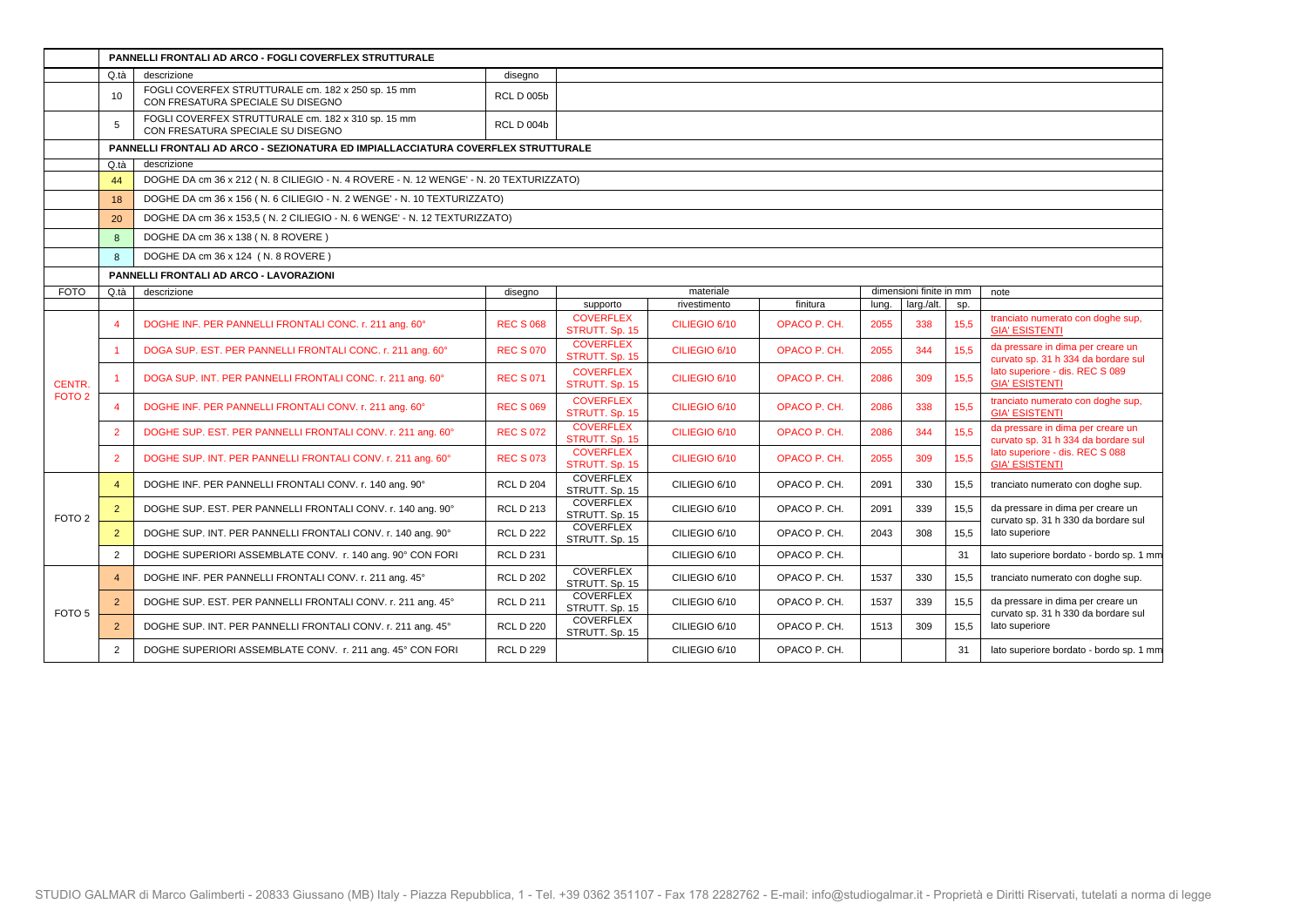| | **PANNELLI FRONTALI AD ARCO - FOGLI COVERFLEX STRUTTURALE** | | | | | | | | | | |
|---|---|---|---|---|---|---|---|---|---|---|---|
| | Q.tà | descrizione | disegno | | | | | | | | |
| | 10 | FOGLI COVERFEX STRUTTURALE cm. 182 x 250 sp. 15 mm CON FRESATURA SPECIALE SU DISEGNO | RCL D 005b | | | | | | | | |
| | 5 | FOGLI COVERFEX STRUTTURALE cm. 182 x 310 sp. 15 mm CON FRESATURA SPECIALE SU DISEGNO | RCL D 004b | | | | | | | | |

| | **PANNELLI FRONTALI AD ARCO - SEZIONATURA ED IMPIALLACCIATURA COVERFLEX STRUTTURALE** | |
|---|---|---|
| | Q.tà | descrizione |
| | 44 | DOGHE DA cm 36 x 212 ( N. 8 CILIEGIO - N. 4 ROVERE - N. 12 WENGE' - N. 20 TEXTURIZZATO) |
| | 18 | DOGHE DA cm 36 x 156 ( N. 6 CILIEGIO - N. 2 WENGE' - N. 10 TEXTURIZZATO) |
| | 20 | DOGHE DA cm 36 x 153,5 ( N. 2 CILIEGIO - N. 6 WENGE' - N. 12 TEXTURIZZATO) |
| | 8 | DOGHE DA cm 36 x 138 ( N. 8 ROVERE ) |
| | 8 | DOGHE DA cm 36 x 124 ( N. 8 ROVERE ) |

**PANNELLI FRONTALI AD ARCO - LAVORAZIONI**

| FOTO | Q.tà | descrizione | disegno | materiale | | | dimensioni finite in mm | | | note |
|---|---|---|---|---|---|---|---|---|---|---|
| | | | | supporto | rivestimento | finitura | lung. | larg./alt. | sp. | |
| CENTR. FOTO 2 | 4 | DOGHE INF. PER PANNELLI FRONTALI CONC. r. 211 ang. 60° | REC S 068 | COVERFLEX STRUTT. Sp. 15 | CILIEGIO 6/10 | OPACO P. CH. | 2055 | 338 | 15,5 | tranciato numerato con doghe sup, GIA' ESISTENTI |
| | 1 | DOGA SUP. EST. PER PANNELLI FRONTALI CONC. r. 211 ang. 60° | REC S 070 | COVERFLEX STRUTT. Sp. 15 | CILIEGIO 6/10 | OPACO P. CH. | 2055 | 344 | 15,5 | da pressare in dima per creare un curvato sp. 31 h 334 da bordare sul lato superiore - dis. REC S 089 GIA' ESISTENTI |
| | 1 | DOGA SUP. INT. PER PANNELLI FRONTALI CONC. r. 211 ang. 60° | REC S 071 | COVERFLEX STRUTT. Sp. 15 | CILIEGIO 6/10 | OPACO P. CH. | 2086 | 309 | 15,5 | |
| | 4 | DOGHE INF. PER PANNELLI FRONTALI CONV. r. 211 ang. 60° | REC S 069 | COVERFLEX STRUTT. Sp. 15 | CILIEGIO 6/10 | OPACO P. CH. | 2086 | 338 | 15,5 | tranciato numerato con doghe sup, GIA' ESISTENTI |
| | 2 | DOGHE SUP. EST. PER PANNELLI FRONTALI CONV. r. 211 ang. 60° | REC S 072 | COVERFLEX STRUTT. Sp. 15 | CILIEGIO 6/10 | OPACO P. CH. | 2086 | 344 | 15,5 | da pressare in dima per creare un curvato sp. 31 h 334 da bordare sul lato superiore - dis. REC S 088 GIA' ESISTENTI |
| | 2 | DOGHE SUP. INT. PER PANNELLI FRONTALI CONV. r. 211 ang. 60° | REC S 073 | COVERFLEX STRUTT. Sp. 15 | CILIEGIO 6/10 | OPACO P. CH. | 2055 | 309 | 15,5 | |
| FOTO 2 | 4 | DOGHE INF. PER PANNELLI FRONTALI CONV. r. 140 ang. 90° | RCL D 204 | COVERFLEX STRUTT. Sp. 15 | CILIEGIO 6/10 | OPACO P. CH. | 2091 | 330 | 15,5 | tranciato numerato con doghe sup. |
| | 2 | DOGHE SUP. EST. PER PANNELLI FRONTALI CONV. r. 140 ang. 90° | RCL D 213 | COVERFLEX STRUTT. Sp. 15 | CILIEGIO 6/10 | OPACO P. CH. | 2091 | 339 | 15,5 | da pressare in dima per creare un curvato sp. 31 h 330 da bordare sul lato superiore |
| | 2 | DOGHE SUP. INT. PER PANNELLI FRONTALI CONV. r. 140 ang. 90° | RCL D 222 | COVERFLEX STRUTT. Sp. 15 | CILIEGIO 6/10 | OPACO P. CH. | 2043 | 308 | 15,5 | |
| | 2 | DOGHE SUPERIORI ASSEMBLATE CONV. r. 140 ang. 90° CON FORI | RCL D 231 | | CILIEGIO 6/10 | OPACO P. CH. | | | 31 | lato superiore bordato - bordo sp. 1 mm |
| FOTO 5 | 4 | DOGHE INF. PER PANNELLI FRONTALI CONV. r. 211 ang. 45° | RCL D 202 | COVERFLEX STRUTT. Sp. 15 | CILIEGIO 6/10 | OPACO P. CH. | 1537 | 330 | 15,5 | tranciato numerato con doghe sup. |
| | 2 | DOGHE SUP. EST. PER PANNELLI FRONTALI CONV. r. 211 ang. 45° | RCL D 211 | COVERFLEX STRUTT. Sp. 15 | CILIEGIO 6/10 | OPACO P. CH. | 1537 | 339 | 15,5 | da pressare in dima per creare un curvato sp. 31 h 330 da bordare sul lato superiore |
| | 2 | DOGHE SUP. INT. PER PANNELLI FRONTALI CONV. r. 211 ang. 45° | RCL D 220 | COVERFLEX STRUTT. Sp. 15 | CILIEGIO 6/10 | OPACO P. CH. | 1513 | 309 | 15,5 | |
| | 2 | DOGHE SUPERIORI ASSEMBLATE CONV. r. 211 ang. 45° CON FORI | RCL D 229 | | CILIEGIO 6/10 | OPACO P. CH. | | | 31 | lato superiore bordato - bordo sp. 1 mm |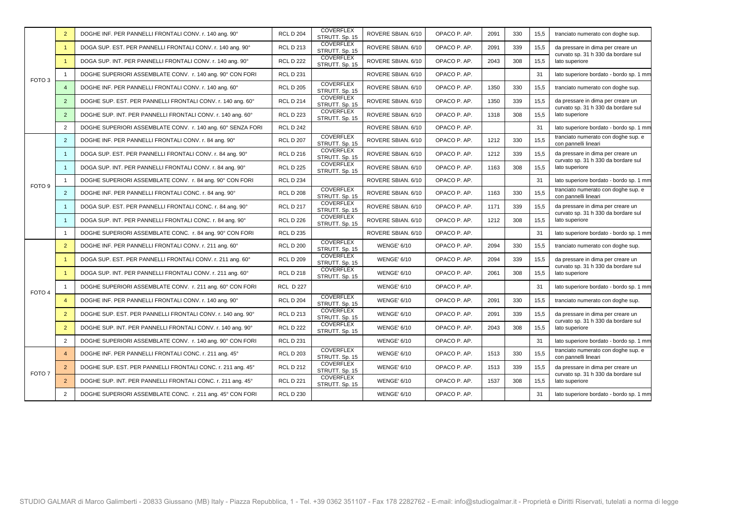| | | | | | | | | | | |
|---|---|---|---|---|---|---|---|---|---|---|
| FOTO 3 | 2 | DOGHE INF. PER PANNELLI FRONTALI CONV. r. 140 ang. 90° | RCL D 204 | COVERFLEX STRUTT. Sp. 15 | ROVERE SBIAN. 6/10 | OPACO P. AP. | 2091 | 330 | 15,5 | tranciato numerato con doghe sup. |
| | 1 | DOGA SUP. EST. PER PANNELLI FRONTALI CONV. r. 140 ang. 90° | RCL D 213 | COVERFLEX STRUTT. Sp. 15 | ROVERE SBIAN. 6/10 | OPACO P. AP. | 2091 | 339 | 15,5 | da pressare in dima per creare un curvato sp. 31 h 330 da bordare sul lato superiore |
| | 1 | DOGA SUP. INT. PER PANNELLI FRONTALI CONV. r. 140 ang. 90° | RCL D 222 | COVERFLEX STRUTT. Sp. 15 | ROVERE SBIAN. 6/10 | OPACO P. AP. | 2043 | 308 | 15,5 | |
| | 1 | DOGHE SUPERIORI ASSEMBLATE CONV. r. 140 ang. 90° CON FORI | RCL D 231 | | ROVERE SBIAN. 6/10 | OPACO P. AP. | | | 31 | lato superiore bordato - bordo sp. 1 mm |
| | 4 | DOGHE INF. PER PANNELLI FRONTALI CONV. r. 140 ang. 60° | RCL D 205 | COVERFLEX STRUTT. Sp. 15 | ROVERE SBIAN. 6/10 | OPACO P. AP. | 1350 | 330 | 15,5 | tranciato numerato con doghe sup. |
| | 2 | DOGHE SUP. EST. PER PANNELLI FRONTALI CONV. r. 140 ang. 60° | RCL D 214 | COVERFLEX STRUTT. Sp. 15 | ROVERE SBIAN. 6/10 | OPACO P. AP. | 1350 | 339 | 15,5 | da pressare in dima per creare un curvato sp. 31 h 330 da bordare sul lato superiore |
| | 2 | DOGHE SUP. INT. PER PANNELLI FRONTALI CONV. r. 140 ang. 60° | RCL D 223 | COVERFLEX STRUTT. Sp. 15 | ROVERE SBIAN. 6/10 | OPACO P. AP. | 1318 | 308 | 15,5 | |
| | 2 | DOGHE SUPERIORI ASSEMBLATE CONV. r. 140 ang. 60° SENZA FORI | RCL D 242 | | ROVERE SBIAN. 6/10 | OPACO P. AP. | | | 31 | lato superiore bordato - bordo sp. 1 mm |
| FOTO 9 | 2 | DOGHE INF. PER PANNELLI FRONTALI CONV. r. 84 ang. 90° | RCL D 207 | COVERFLEX STRUTT. Sp. 15 | ROVERE SBIAN. 6/10 | OPACO P. AP. | 1212 | 330 | 15,5 | tranciato numerato con doghe sup. e con pannelli lineari |
| | 1 | DOGA SUP. EST. PER PANNELLI FRONTALI CONV. r. 84 ang. 90° | RCL D 216 | COVERFLEX STRUTT. Sp. 15 | ROVERE SBIAN. 6/10 | OPACO P. AP. | 1212 | 339 | 15,5 | da pressare in dima per creare un curvato sp. 31 h 330 da bordare sul lato superiore |
| | 1 | DOGA SUP. INT. PER PANNELLI FRONTALI CONV. r. 84 ang. 90° | RCL D 225 | COVERFLEX STRUTT. Sp. 15 | ROVERE SBIAN. 6/10 | OPACO P. AP. | 1163 | 308 | 15,5 | |
| | 1 | DOGHE SUPERIORI ASSEMBLATE CONV. r. 84 ang. 90° CON FORI | RCL D 234 | | ROVERE SBIAN. 6/10 | OPACO P. AP. | | | 31 | lato superiore bordato - bordo sp. 1 mm |
| | 2 | DOGHE INF. PER PANNELLI FRONTALI CONC. r. 84 ang. 90° | RCL D 208 | COVERFLEX STRUTT. Sp. 15 | ROVERE SBIAN. 6/10 | OPACO P. AP. | 1163 | 330 | 15,5 | tranciato numerato con doghe sup. e con pannelli lineari |
| | 1 | DOGA SUP. EST. PER PANNELLI FRONTALI CONC. r. 84 ang. 90° | RCL D 217 | COVERFLEX STRUTT. Sp. 15 | ROVERE SBIAN. 6/10 | OPACO P. AP. | 1171 | 339 | 15,5 | da pressare in dima per creare un curvato sp. 31 h 330 da bordare sul lato superiore |
| | 1 | DOGA SUP. INT. PER PANNELLI FRONTALI CONC. r. 84 ang. 90° | RCL D 226 | COVERFLEX STRUTT. Sp. 15 | ROVERE SBIAN. 6/10 | OPACO P. AP. | 1212 | 308 | 15,5 | |
| | 1 | DOGHE SUPERIORI ASSEMBLATE CONC. r. 84 ang. 90° CON FORI | RCL D 235 | | ROVERE SBIAN. 6/10 | OPACO P. AP. | | | 31 | lato superiore bordato - bordo sp. 1 mm |
| FOTO 4 | 2 | DOGHE INF. PER PANNELLI FRONTALI CONV. r. 211 ang. 60° | RCL D 200 | COVERFLEX STRUTT. Sp. 15 | WENGE' 6/10 | OPACO P. AP. | 2094 | 330 | 15,5 | tranciato numerato con doghe sup. |
| | 1 | DOGA SUP. EST. PER PANNELLI FRONTALI CONV. r. 211 ang. 60° | RCL D 209 | COVERFLEX STRUTT. Sp. 15 | WENGE' 6/10 | OPACO P. AP. | 2094 | 339 | 15,5 | da pressare in dima per creare un curvato sp. 31 h 330 da bordare sul lato superiore |
| | 1 | DOGA SUP. INT. PER PANNELLI FRONTALI CONV. r. 211 ang. 60° | RCL D 218 | COVERFLEX STRUTT. Sp. 15 | WENGE' 6/10 | OPACO P. AP. | 2061 | 308 | 15,5 | |
| | 1 | DOGHE SUPERIORI ASSEMBLATE CONV. r. 211 ang. 60° CON FORI | RCL D 227 | | WENGE' 6/10 | OPACO P. AP. | | | 31 | lato superiore bordato - bordo sp. 1 mm |
| | 4 | DOGHE INF. PER PANNELLI FRONTALI CONV. r. 140 ang. 90° | RCL D 204 | COVERFLEX STRUTT. Sp. 15 | WENGE' 6/10 | OPACO P. AP. | 2091 | 330 | 15,5 | tranciato numerato con doghe sup. |
| | 2 | DOGHE SUP. EST. PER PANNELLI FRONTALI CONV. r. 140 ang. 90° | RCL D 213 | COVERFLEX STRUTT. Sp. 15 | WENGE' 6/10 | OPACO P. AP. | 2091 | 339 | 15,5 | da pressare in dima per creare un curvato sp. 31 h 330 da bordare sul lato superiore |
| | 2 | DOGHE SUP. INT. PER PANNELLI FRONTALI CONV. r. 140 ang. 90° | RCL D 222 | COVERFLEX STRUTT. Sp. 15 | WENGE' 6/10 | OPACO P. AP. | 2043 | 308 | 15,5 | |
| | 2 | DOGHE SUPERIORI ASSEMBLATE CONV. r. 140 ang. 90° CON FORI | RCL D 231 | | WENGE' 6/10 | OPACO P. AP. | | | 31 | lato superiore bordato - bordo sp. 1 mm |
| FOTO 7 | 4 | DOGHE INF. PER PANNELLI FRONTALI CONC. r. 211 ang. 45° | RCL D 203 | COVERFLEX STRUTT. Sp. 15 | WENGE' 6/10 | OPACO P. AP. | 1513 | 330 | 15,5 | tranciato numerato con doghe sup. e con pannelli lineari |
| | 2 | DOGHE SUP. EST. PER PANNELLI FRONTALI CONC. r. 211 ang. 45° | RCL D 212 | COVERFLEX STRUTT. Sp. 15 | WENGE' 6/10 | OPACO P. AP. | 1513 | 339 | 15,5 | da pressare in dima per creare un curvato sp. 31 h 330 da bordare sul lato superiore |
| | 2 | DOGHE SUP. INT. PER PANNELLI FRONTALI CONC. r. 211 ang. 45° | RCL D 221 | COVERFLEX STRUTT. Sp. 15 | WENGE' 6/10 | OPACO P. AP. | 1537 | 308 | 15,5 | |
| | 2 | DOGHE SUPERIORI ASSEMBLATE CONC. r. 211 ang. 45° CON FORI | RCL D 230 | | WENGE' 6/10 | OPACO P. AP. | | | 31 | lato superiore bordato - bordo sp. 1 mm |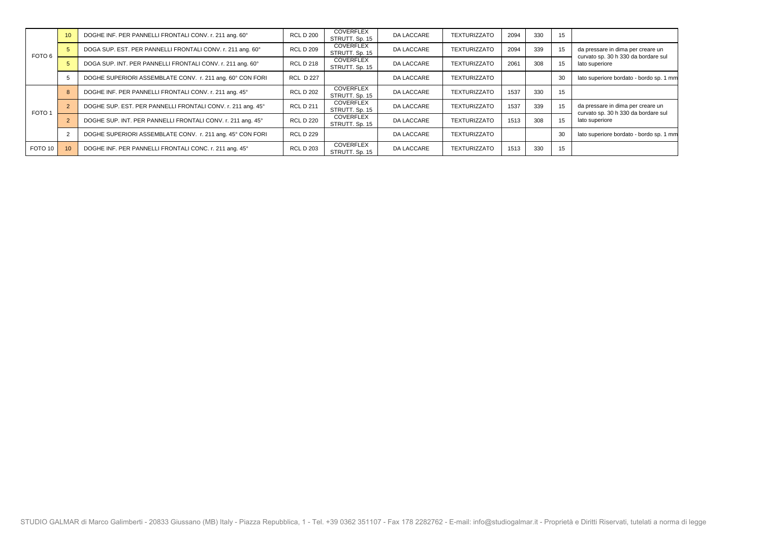| | | | | | | | | | | |
|---|---|---|---|---|---|---|---|---|---|---|
| FOTO 6 | 10 | DOGHE INF. PER PANNELLI FRONTALI CONV. r. 211 ang. 60° | RCL D 200 | COVERFLEX STRUTT. Sp. 15 | DA LACCARE | TEXTURIZZATO | 2094 | 330 | 15 | |
| | 5 | DOGA SUP. EST. PER PANNELLI FRONTALI CONV. r. 211 ang. 60° | RCL D 209 | COVERFLEX STRUTT. Sp. 15 | DA LACCARE | TEXTURIZZATO | 2094 | 339 | 15 | da pressare in dima per creare un curvato sp. 30 h 330 da bordare sul lato superiore |
| | 5 | DOGA SUP. INT. PER PANNELLI FRONTALI CONV. r. 211 ang. 60° | RCL D 218 | COVERFLEX STRUTT. Sp. 15 | DA LACCARE | TEXTURIZZATO | 2061 | 308 | 15 | |
| | 5 | DOGHE SUPERIORI ASSEMBLATE CONV. r. 211 ang. 60° CON FORI | RCL D 227 | | DA LACCARE | TEXTURIZZATO | | | 30 | lato superiore bordato - bordo sp. 1 mm |
| FOTO 1 | 8 | DOGHE INF. PER PANNELLI FRONTALI CONV. r. 211 ang. 45° | RCL D 202 | COVERFLEX STRUTT. Sp. 15 | DA LACCARE | TEXTURIZZATO | 1537 | 330 | 15 | |
| | 2 | DOGHE SUP. EST. PER PANNELLI FRONTALI CONV. r. 211 ang. 45° | RCL D 211 | COVERFLEX STRUTT. Sp. 15 | DA LACCARE | TEXTURIZZATO | 1537 | 339 | 15 | da pressare in dima per creare un curvato sp. 30 h 330 da bordare sul lato superiore |
| | 2 | DOGHE SUP. INT. PER PANNELLI FRONTALI CONV. r. 211 ang. 45° | RCL D 220 | COVERFLEX STRUTT. Sp. 15 | DA LACCARE | TEXTURIZZATO | 1513 | 308 | 15 | |
| | 2 | DOGHE SUPERIORI ASSEMBLATE CONV. r. 211 ang. 45° CON FORI | RCL D 229 | | DA LACCARE | TEXTURIZZATO | | | 30 | lato superiore bordato - bordo sp. 1 mm |
| FOTO 10 | 10 | DOGHE INF. PER PANNELLI FRONTALI CONC. r. 211 ang. 45° | RCL D 203 | COVERFLEX STRUTT. Sp. 15 | DA LACCARE | TEXTURIZZATO | 1513 | 330 | 15 | |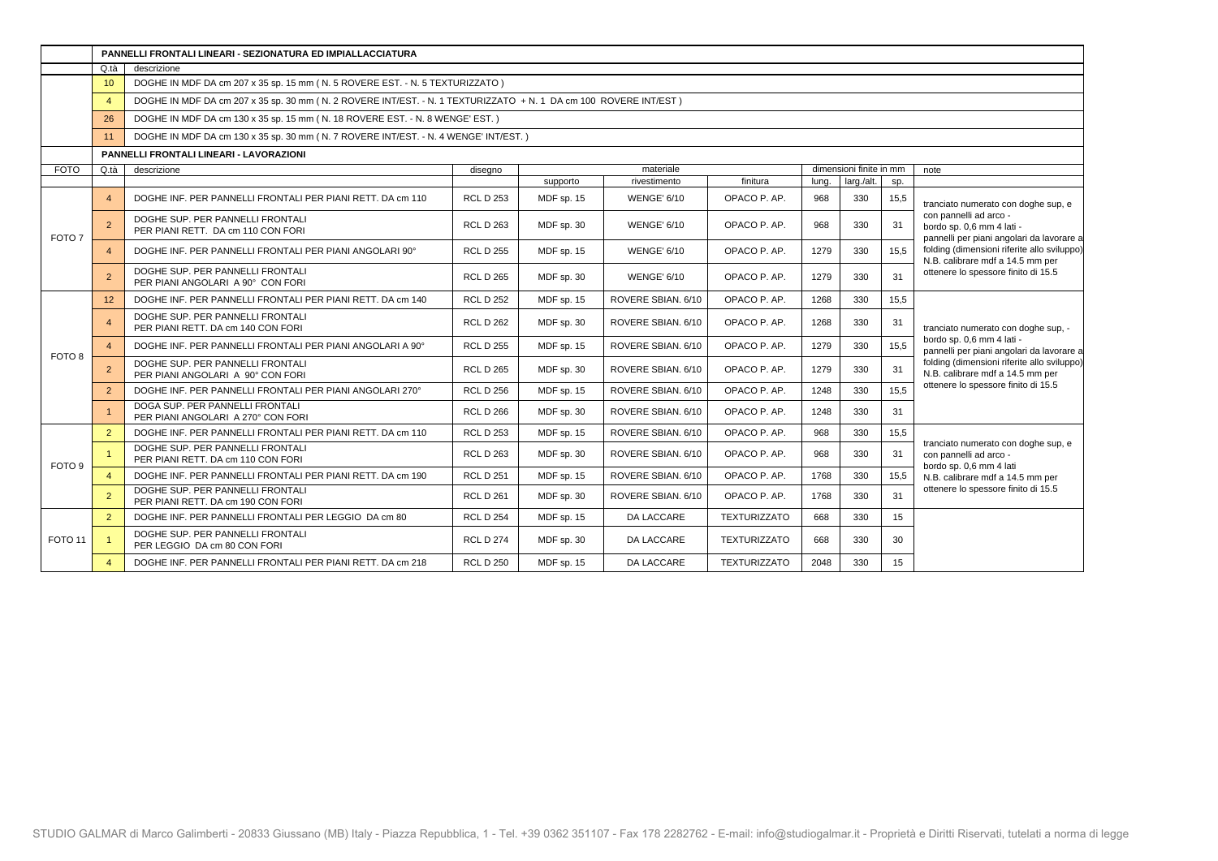| | PANNELLI FRONTALI LINEARI - SEZIONATURA ED IMPIALLACCIATURA | |
|---|---|---|
| | Q.tà | descrizione |
| | 10 | DOGHE IN MDF DA cm 207 x 35 sp. 15 mm ( N. 5 ROVERE EST. - N. 5 TEXTURIZZATO ) |
| | 4 | DOGHE IN MDF DA cm 207 x 35 sp. 30 mm ( N. 2 ROVERE INT/EST. - N. 1 TEXTURIZZATO + N. 1 DA cm 100 ROVERE INT/EST ) |
| | 26 | DOGHE IN MDF DA cm 130 x 35 sp. 15 mm ( N. 18 ROVERE EST. - N. 8 WENGE' EST. ) |
| | 11 | DOGHE IN MDF DA cm 130 x 35 sp. 30 mm ( N. 7 ROVERE INT/EST. - N. 4 WENGE' INT/EST. ) |

**PANNELLI FRONTALI LINEARI - LAVORAZIONI**

| FOTO | Q.tà | descrizione | disegno | materiale | | | dimensioni finite in mm | | | note |
|---|---|---|---|---|---|---|---|---|---|---|
| | | | | supporto | rivestimento | finitura | lung. | larg./alt. | sp. | |
| FOTO 7 | 4 | DOGHE INF. PER PANNELLI FRONTALI PER PIANI RETT. DA cm 110 | RCL D 253 | MDF sp. 15 | WENGE' 6/10 | OPACO P. AP. | 968 | 330 | 15,5 | tranciato numerato con doghe sup, e con pannelli ad arco - bordo sp. 0,6 mm 4 lati - pannelli per piani angolari da lavorare a folding (dimensioni riferite allo sviluppo) N.B. calibrare mdf a 14.5 mm per ottenere lo spessore finito di 15.5 |
| | 2 | DOGHE SUP. PER PANNELLI FRONTALI PER PIANI RETT. DA cm 110 CON FORI | RCL D 263 | MDF sp. 30 | WENGE' 6/10 | OPACO P. AP. | 968 | 330 | 31 | |
| | 4 | DOGHE INF. PER PANNELLI FRONTALI PER PIANI ANGOLARI 90° | RCL D 255 | MDF sp. 15 | WENGE' 6/10 | OPACO P. AP. | 1279 | 330 | 15,5 | |
| | 2 | DOGHE SUP. PER PANNELLI FRONTALI PER PIANI ANGOLARI A 90° CON FORI | RCL D 265 | MDF sp. 30 | WENGE' 6/10 | OPACO P. AP. | 1279 | 330 | 31 | |
| FOTO 8 | 12 | DOGHE INF. PER PANNELLI FRONTALI PER PIANI RETT. DA cm 140 | RCL D 252 | MDF sp. 15 | ROVERE SBIAN. 6/10 | OPACO P. AP. | 1268 | 330 | 15,5 | tranciato numerato con doghe sup, - bordo sp. 0,6 mm 4 lati - pannelli per piani angolari da lavorare a folding (dimensioni riferite allo sviluppo) N.B. calibrare mdf a 14.5 mm per ottenere lo spessore finito di 15.5 |
| | 4 | DOGHE SUP. PER PANNELLI FRONTALI PER PIANI RETT. DA cm 140 CON FORI | RCL D 262 | MDF sp. 30 | ROVERE SBIAN. 6/10 | OPACO P. AP. | 1268 | 330 | 31 | |
| | 4 | DOGHE INF. PER PANNELLI FRONTALI PER PIANI ANGOLARI A 90° | RCL D 255 | MDF sp. 15 | ROVERE SBIAN. 6/10 | OPACO P. AP. | 1279 | 330 | 15,5 | |
| | 2 | DOGHE SUP. PER PANNELLI FRONTALI PER PIANI ANGOLARI A 90° CON FORI | RCL D 265 | MDF sp. 30 | ROVERE SBIAN. 6/10 | OPACO P. AP. | 1279 | 330 | 31 | |
| | 2 | DOGHE INF. PER PANNELLI FRONTALI PER PIANI ANGOLARI 270° | RCL D 256 | MDF sp. 15 | ROVERE SBIAN. 6/10 | OPACO P. AP. | 1248 | 330 | 15,5 | |
| | 1 | DOGA SUP. PER PANNELLI FRONTALI PER PIANI ANGOLARI A 270° CON FORI | RCL D 266 | MDF sp. 30 | ROVERE SBIAN. 6/10 | OPACO P. AP. | 1248 | 330 | 31 | |
| FOTO 9 | 2 | DOGHE INF. PER PANNELLI FRONTALI PER PIANI RETT. DA cm 110 | RCL D 253 | MDF sp. 15 | ROVERE SBIAN. 6/10 | OPACO P. AP. | 968 | 330 | 15,5 | tranciato numerato con doghe sup, e con pannelli ad arco - bordo sp. 0,6 mm 4 lati N.B. calibrare mdf a 14.5 mm per ottenere lo spessore finito di 15.5 |
| | 1 | DOGHE SUP. PER PANNELLI FRONTALI PER PIANI RETT. DA cm 110 CON FORI | RCL D 263 | MDF sp. 30 | ROVERE SBIAN. 6/10 | OPACO P. AP. | 968 | 330 | 31 | |
| | 4 | DOGHE INF. PER PANNELLI FRONTALI PER PIANI RETT. DA cm 190 | RCL D 251 | MDF sp. 15 | ROVERE SBIAN. 6/10 | OPACO P. AP. | 1768 | 330 | 15,5 | |
| | 2 | DOGHE SUP. PER PANNELLI FRONTALI PER PIANI RETT. DA cm 190 CON FORI | RCL D 261 | MDF sp. 30 | ROVERE SBIAN. 6/10 | OPACO P. AP. | 1768 | 330 | 31 | |
| FOTO 11 | 2 | DOGHE INF. PER PANNELLI FRONTALI PER LEGGIO DA cm 80 | RCL D 254 | MDF sp. 15 | DA LACCARE | TEXTURIZZATO | 668 | 330 | 15 | |
| | 1 | DOGHE SUP. PER PANNELLI FRONTALI PER LEGGIO DA cm 80 CON FORI | RCL D 274 | MDF sp. 30 | DA LACCARE | TEXTURIZZATO | 668 | 330 | 30 | |
| | 4 | DOGHE INF. PER PANNELLI FRONTALI PER PIANI RETT. DA cm 218 | RCL D 250 | MDF sp. 15 | DA LACCARE | TEXTURIZZATO | 2048 | 330 | 15 | |

STUDIO GALMAR di Marco Galimberti - 20833 Giussano (MB) Italy - Piazza Repubblica, 1 - Tel. +39 0362 351107 - Fax 178 2282762 - E-mail: info@studiogalmar.it - Proprietà e Diritti Riservati, tutelati a norma di legge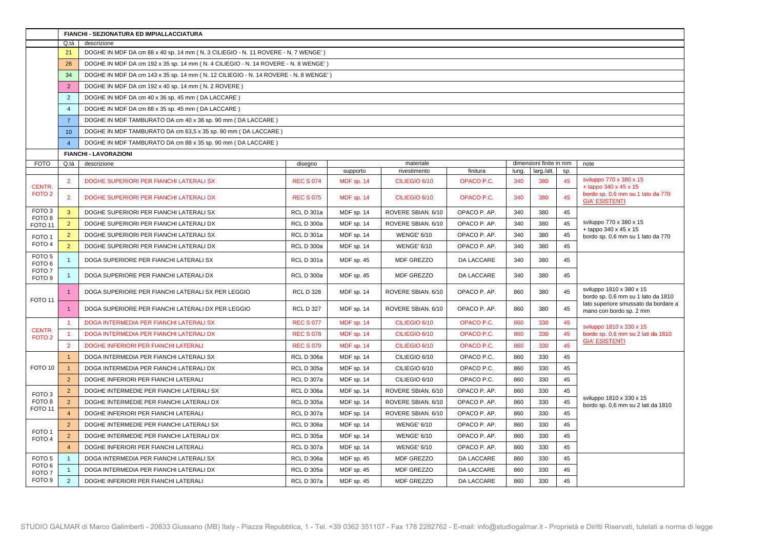| | **FIANCHI - SEZIONATURA ED IMPIALLACCIATURA** | | | | | | | | | | |
|---|---|---|---|---|---|---|---|---|---|---|---|
| | Q.tà | descrizione | | | | | | | | | |
| | 21 | DOGHE IN MDF DA cm 88 x 40 sp. 14 mm ( N. 3 CILIEGIO - N. 11 ROVERE - N. 7 WENGE' ) | | | | | | | | | |
| | 26 | DOGHE IN MDF DA cm 192 x 35 sp. 14 mm ( N. 4 CILIEGIO - N. 14 ROVERE - N. 8 WENGE' ) | | | | | | | | | |
| | 34 | DOGHE IN MDF DA cm 143 x 35 sp. 14 mm ( N. 12 CILIEGIO - N. 14 ROVERE - N. 8 WENGE' ) | | | | | | | | | |
| | 2 | DOGHE IN MDF DA cm 192 x 40 sp. 14 mm ( N. 2 ROVERE ) | | | | | | | | | |
| | 2 | DOGHE IN MDF DA cm 40 x 36 sp. 45 mm ( DA LACCARE ) | | | | | | | | | |
| | 4 | DOGHE IN MDF DA cm 88 x 35 sp. 45 mm ( DA LACCARE ) | | | | | | | | | |
| | 7 | DOGHE IN MDF TAMBURATO DA cm 40 x 36 sp. 90 mm ( DA LACCARE ) | | | | | | | | | |
| | 10 | DOGHE IN MDF TAMBURATO DA cm 63,5 x 35 sp. 90 mm ( DA LACCARE ) | | | | | | | | | |
| | 4 | DOGHE IN MDF TAMBURATO DA cm 88 x 35 sp. 90 mm ( DA LACCARE ) | | | | | | | | | |
| | **FIANCHI - LAVORAZIONI** | | | | | | | | | | |
| FOTO | Q.tà | descrizione | disegno | materiale | | | dimensioni finite in mm | | | note | |
| | | | | supporto | rivestimento | finitura | lung. | larg./alt. | sp. | | |
| CENTR. FOTO 2 | 2 | DOGHE SUPERIORI PER FIANCHI LATERALI SX | REC S 074 | MDF sp. 14 | CILIEGIO 6/10 | OPACO P.C. | 340 | 380 | 45 | sviluppo 770 x 380 x 15 + tappo 340 x 45 x 15 bordo sp. 0,6 mm su 1 lato da 770 GIA' ESISTENTI | |
| | 2 | DOGHE SUPERIORI PER FIANCHI LATERALI DX | REC S 075 | MDF sp. 14 | CILIEGIO 6/10 | OPACO P.C. | 340 | 380 | 45 | | |
| FOTO 3 FOTO 8 FOTO 11 | 3 | DOGHE SUPERIORI PER FIANCHI LATERALI SX | RCL D 301a | MDF sp. 14 | ROVERE SBIAN. 6/10 | OPACO P. AP. | 340 | 380 | 45 | sviluppo 770 x 380 x 15 + tappo 340 x 45 x 15 bordo sp. 0,6 mm su 1 lato da 770 | |
| | 2 | DOGHE SUPERIORI PER FIANCHI LATERALI DX | RCL D 300a | MDF sp. 14 | ROVERE SBIAN. 6/10 | OPACO P. AP. | 340 | 380 | 45 | | |
| FOTO 1 FOTO 4 | 2 | DOGHE SUPERIORI PER FIANCHI LATERALI SX | RCL D 301a | MDF sp. 14 | WENGE' 6/10 | OPACO P. AP. | 340 | 380 | 45 | | |
| | 2 | DOGHE SUPERIORI PER FIANCHI LATERALI DX | RCL D 300a | MDF sp. 14 | WENGE' 6/10 | OPACO P. AP. | 340 | 380 | 45 | | |
| FOTO 5 FOTO 6 FOTO 7 FOTO 9 | 1 | DOGA SUPERIORE PER FIANCHI LATERALI SX | RCL D 301a | MDF sp. 45 | MDF GREZZO | DA LACCARE | 340 | 380 | 45 | | |
| | 1 | DOGA SUPERIORE PER FIANCHI LATERALI DX | RCL D 300a | MDF sp. 45 | MDF GREZZO | DA LACCARE | 340 | 380 | 45 | | |
| FOTO 11 | 1 | DOGA SUPERIORE PER FIANCHI LATERALI SX PER LEGGIO | RCL D 328 | MDF sp. 14 | ROVERE SBIAN. 6/10 | OPACO P. AP. | 860 | 380 | 45 | sviluppo 1810 x 380 x 15 bordo sp. 0,6 mm su 1 lato da 1810 lato superiore smussato da bordare a mano con bordo sp. 2 mm | |
| | 1 | DOGA SUPERIORE PER FIANCHI LATERALI DX PER LEGGIO | RCL D 327 | MDF sp. 14 | ROVERE SBIAN. 6/10 | OPACO P. AP. | 860 | 380 | 45 | | |
| CENTR. FOTO 2 | 1 | DOGA INTERMEDIA PER FIANCHI LATERALI SX | REC S 077 | MDF sp. 14 | CILIEGIO 6/10 | OPACO P.C. | 860 | 330 | 45 | sviluppo 1810 x 330 x 15 bordo sp. 0,6 mm su 2 lati da 1810 GIA' ESISTENTI | |
| | 1 | DOGA INTERMEDIA PER FIANCHI LATERALI DX | REC S 078 | MDF sp. 14 | CILIEGIO 6/10 | OPACO P.C. | 860 | 330 | 45 | | |
| | 2 | DOGHE INFERIORI PER FIANCHI LATERALI | REC S 079 | MDF sp. 14 | CILIEGIO 6/10 | OPACO P.C. | 860 | 330 | 45 | | |
| FOTO 10 | 1 | DOGA INTERMEDIA PER FIANCHI LATERALI SX | RCL D 306a | MDF sp. 14 | CILIEGIO 6/10 | OPACO P.C. | 860 | 330 | 45 | sviluppo 1810 x 330 x 15 bordo sp. 0,6 mm su 2 lati da 1810 | |
| | 1 | DOGA INTERMEDIA PER FIANCHI LATERALI DX | RCL D 305a | MDF sp. 14 | CILIEGIO 6/10 | OPACO P.C. | 860 | 330 | 45 | | |
| | 2 | DOGHE INFERIORI PER FIANCHI LATERALI | RCL D 307a | MDF sp. 14 | CILIEGIO 6/10 | OPACO P.C. | 860 | 330 | 45 | | |
| FOTO 3 FOTO 8 FOTO 11 | 2 | DOGHE INTERMEDIE PER FIANCHI LATERALI SX | RCL D 306a | MDF sp. 14 | ROVERE SBIAN. 6/10 | OPACO P. AP. | 860 | 330 | 45 | | |
| | 2 | DOGHE INTERMEDIE PER FIANCHI LATERALI DX | RCL D 305a | MDF sp. 14 | ROVERE SBIAN. 6/10 | OPACO P. AP. | 860 | 330 | 45 | | |
| | 4 | DOGHE INFERIORI PER FIANCHI LATERALI | RCL D 307a | MDF sp. 14 | ROVERE SBIAN. 6/10 | OPACO P. AP. | 860 | 330 | 45 | | |
| FOTO 1 FOTO 4 | 2 | DOGHE INTERMEDIE PER FIANCHI LATERALI SX | RCL D 306a | MDF sp. 14 | WENGE' 6/10 | OPACO P. AP. | 860 | 330 | 45 | | |
| | 2 | DOGHE INTERMEDIE PER FIANCHI LATERALI DX | RCL D 305a | MDF sp. 14 | WENGE' 6/10 | OPACO P. AP. | 860 | 330 | 45 | | |
| | 4 | DOGHE INFERIORI PER FIANCHI LATERALI | RCL D 307a | MDF sp. 14 | WENGE' 6/10 | OPACO P. AP. | 860 | 330 | 45 | | |
| FOTO 5 FOTO 6 FOTO 7 FOTO 9 | 1 | DOGA INTERMEDIA PER FIANCHI LATERALI SX | RCL D 306a | MDF sp. 45 | MDF GREZZO | DA LACCARE | 860 | 330 | 45 | | |
| | 1 | DOGA INTERMEDIA PER FIANCHI LATERALI DX | RCL D 305a | MDF sp. 45 | MDF GREZZO | DA LACCARE | 860 | 330 | 45 | | |
| | 2 | DOGHE INFERIORI PER FIANCHI LATERALI | RCL D 307a | MDF sp. 45 | MDF GREZZO | DA LACCARE | 860 | 330 | 45 | | |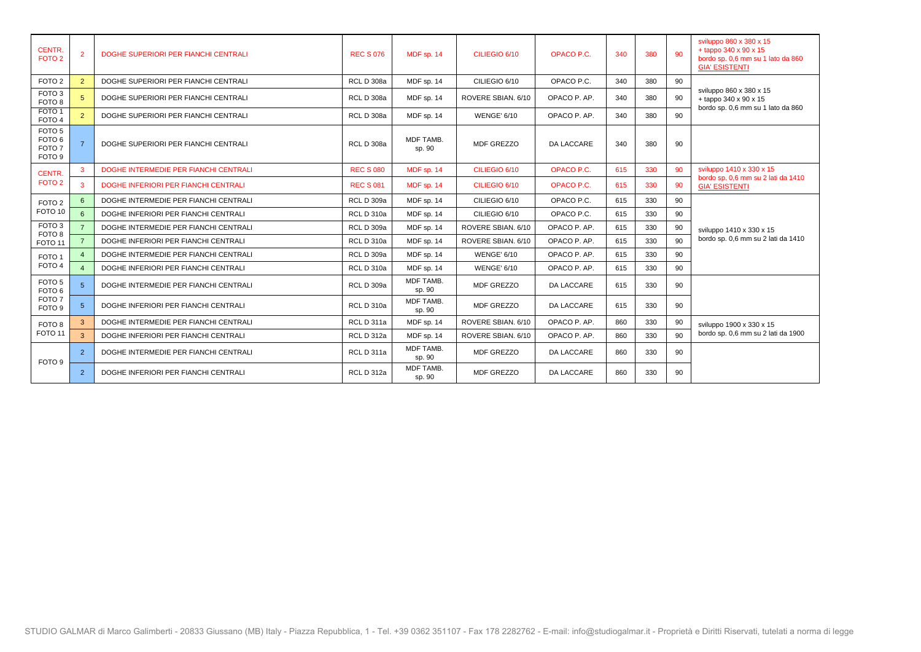| | | | | | | | | | | |
|---|---|---|---|---|---|---|---|---|---|---|
| CENTR. FOTO 2 | 2 | DOGHE SUPERIORI PER FIANCHI CENTRALI | REC S 076 | MDF sp. 14 | CILIEGIO 6/10 | OPACO P.C. | 340 | 380 | 90 | sviluppo 860 x 380 x 15 + tappo 340 x 90 x 15 bordo sp. 0,6 mm su 1 lato da 860 GIA' ESISTENTI |
| FOTO 2 | 2 | DOGHE SUPERIORI PER FIANCHI CENTRALI | RCL D 308a | MDF sp. 14 | CILIEGIO 6/10 | OPACO P.C. | 340 | 380 | 90 | sviluppo 860 x 380 x 15 + tappo 340 x 90 x 15 bordo sp. 0,6 mm su 1 lato da 860 |
| FOTO 3 FOTO 8 | 5 | DOGHE SUPERIORI PER FIANCHI CENTRALI | RCL D 308a | MDF sp. 14 | ROVERE SBIAN. 6/10 | OPACO P. AP. | 340 | 380 | 90 | |
| FOTO 1 FOTO 4 | 2 | DOGHE SUPERIORI PER FIANCHI CENTRALI | RCL D 308a | MDF sp. 14 | WENGE' 6/10 | OPACO P. AP. | 340 | 380 | 90 | |
| FOTO 5 FOTO 6 FOTO 7 FOTO 9 | 7 | DOGHE SUPERIORI PER FIANCHI CENTRALI | RCL D 308a | MDF TAMB. sp. 90 | MDF GREZZO | DA LACCARE | 340 | 380 | 90 | |
| CENTR. FOTO 2 | 3 | DOGHE INTERMEDIE PER FIANCHI CENTRALI | REC S 080 | MDF sp. 14 | CILIEGIO 6/10 | OPACO P.C. | 615 | 330 | 90 | sviluppo 1410 x 330 x 15 bordo sp. 0,6 mm su 2 lati da 1410 GIA' ESISTENTI |
| | 3 | DOGHE INFERIORI PER FIANCHI CENTRALI | REC S 081 | MDF sp. 14 | CILIEGIO 6/10 | OPACO P.C. | 615 | 330 | 90 | |
| FOTO 2 FOTO 10 | 6 | DOGHE INTERMEDIE PER FIANCHI CENTRALI | RCL D 309a | MDF sp. 14 | CILIEGIO 6/10 | OPACO P.C. | 615 | 330 | 90 | sviluppo 1410 x 330 x 15 bordo sp. 0,6 mm su 2 lati da 1410 |
| | 6 | DOGHE INFERIORI PER FIANCHI CENTRALI | RCL D 310a | MDF sp. 14 | CILIEGIO 6/10 | OPACO P.C. | 615 | 330 | 90 | |
| FOTO 3 FOTO 8 FOTO 11 | 7 | DOGHE INTERMEDIE PER FIANCHI CENTRALI | RCL D 309a | MDF sp. 14 | ROVERE SBIAN. 6/10 | OPACO P. AP. | 615 | 330 | 90 | |
| | 7 | DOGHE INFERIORI PER FIANCHI CENTRALI | RCL D 310a | MDF sp. 14 | ROVERE SBIAN. 6/10 | OPACO P. AP. | 615 | 330 | 90 | |
| FOTO 1 FOTO 4 | 4 | DOGHE INTERMEDIE PER FIANCHI CENTRALI | RCL D 309a | MDF sp. 14 | WENGE' 6/10 | OPACO P. AP. | 615 | 330 | 90 | |
| | 4 | DOGHE INFERIORI PER FIANCHI CENTRALI | RCL D 310a | MDF sp. 14 | WENGE' 6/10 | OPACO P. AP. | 615 | 330 | 90 | |
| FOTO 5 FOTO 6 FOTO 7 FOTO 9 | 5 | DOGHE INTERMEDIE PER FIANCHI CENTRALI | RCL D 309a | MDF TAMB. sp. 90 | MDF GREZZO | DA LACCARE | 615 | 330 | 90 | |
| | 5 | DOGHE INFERIORI PER FIANCHI CENTRALI | RCL D 310a | MDF TAMB. sp. 90 | MDF GREZZO | DA LACCARE | 615 | 330 | 90 | |
| FOTO 8 FOTO 11 | 3 | DOGHE INTERMEDIE PER FIANCHI CENTRALI | RCL D 311a | MDF sp. 14 | ROVERE SBIAN. 6/10 | OPACO P. AP. | 860 | 330 | 90 | sviluppo 1900 x 330 x 15 bordo sp. 0,6 mm su 2 lati da 1900 |
| | 3 | DOGHE INFERIORI PER FIANCHI CENTRALI | RCL D 312a | MDF sp. 14 | ROVERE SBIAN. 6/10 | OPACO P. AP. | 860 | 330 | 90 | |
| FOTO 9 | 2 | DOGHE INTERMEDIE PER FIANCHI CENTRALI | RCL D 311a | MDF TAMB. sp. 90 | MDF GREZZO | DA LACCARE | 860 | 330 | 90 | |
| | 2 | DOGHE INFERIORI PER FIANCHI CENTRALI | RCL D 312a | MDF TAMB. sp. 90 | MDF GREZZO | DA LACCARE | 860 | 330 | 90 | |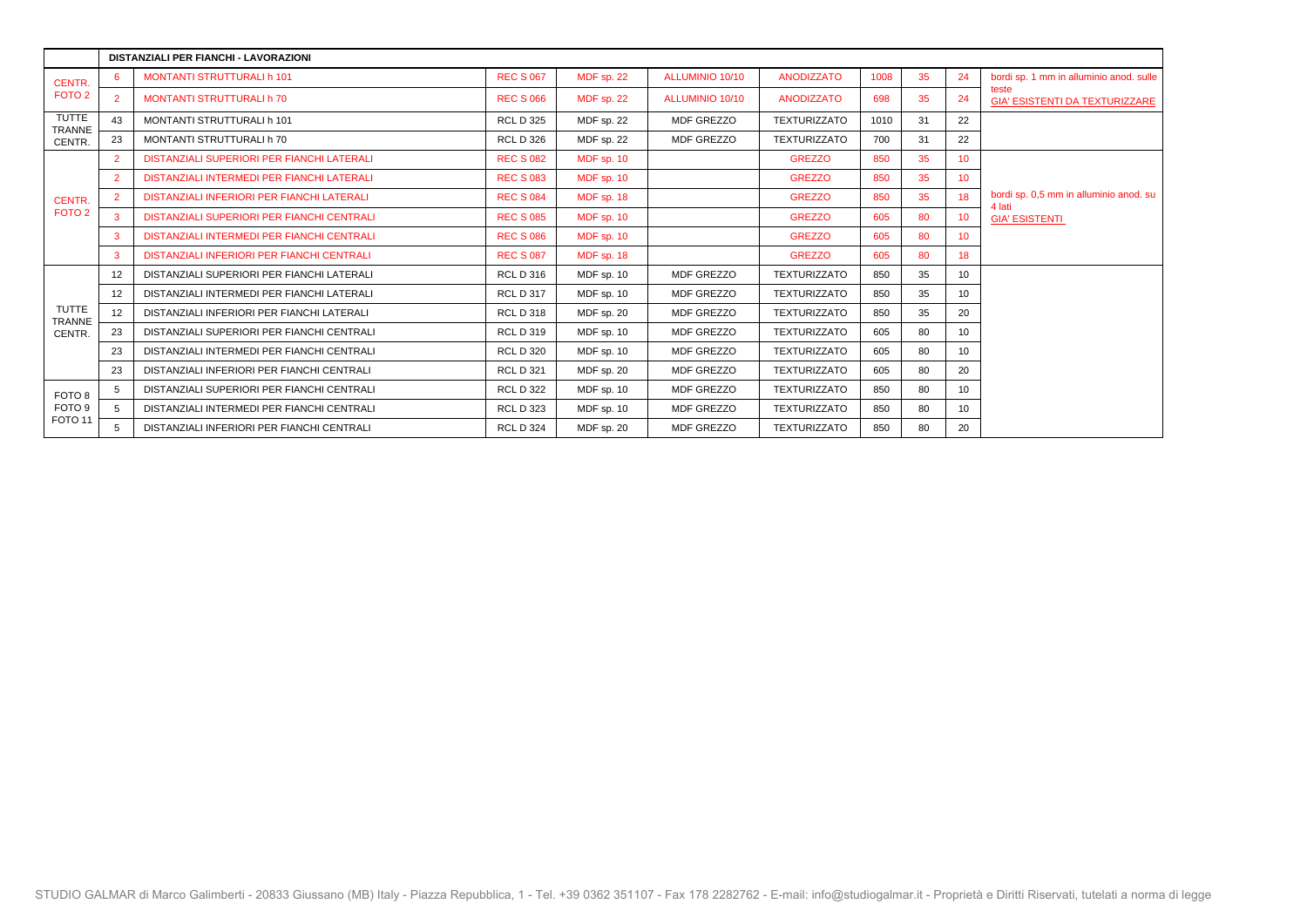| | DISTANZIALI PER FIANCHI - LAVORAZIONI | | | | | | | | | |
|---|---|---|---|---|---|---|---|---|---|---|
| CENTR. FOTO 2 | 6 | MONTANTI STRUTTURALI h 101 | REC S 067 | MDF sp. 22 | ALLUMINIO 10/10 | ANODIZZATO | 1008 | 35 | 24 | bordi sp. 1 mm in alluminio anod. sulle teste GIA' ESISTENTI DA TEXTURIZZARE |
| | 2 | MONTANTI STRUTTURALI h 70 | REC S 066 | MDF sp. 22 | ALLUMINIO 10/10 | ANODIZZATO | 698 | 35 | 24 | |
| TUTTE TRANNE CENTR. | 43 | MONTANTI STRUTTURALI h 101 | RCL D 325 | MDF sp. 22 | MDF GREZZO | TEXTURIZZATO | 1010 | 31 | 22 | |
| | 23 | MONTANTI STRUTTURALI h 70 | RCL D 326 | MDF sp. 22 | MDF GREZZO | TEXTURIZZATO | 700 | 31 | 22 | |
| CENTR. FOTO 2 | 2 | DISTANZIALI SUPERIORI PER FIANCHI LATERALI | REC S 082 | MDF sp. 10 | | GREZZO | 850 | 35 | 10 | bordi sp. 0,5 mm in alluminio anod. su 4 lati GIA' ESISTENTI |
| | 2 | DISTANZIALI INTERMEDI PER FIANCHI LATERALI | REC S 083 | MDF sp. 10 | | GREZZO | 850 | 35 | 10 | |
| | 2 | DISTANZIALI INFERIORI PER FIANCHI LATERALI | REC S 084 | MDF sp. 18 | | GREZZO | 850 | 35 | 18 | |
| | 3 | DISTANZIALI SUPERIORI PER FIANCHI CENTRALI | REC S 085 | MDF sp. 10 | | GREZZO | 605 | 80 | 10 | |
| | 3 | DISTANZIALI INTERMEDI PER FIANCHI CENTRALI | REC S 086 | MDF sp. 10 | | GREZZO | 605 | 80 | 10 | |
| | 3 | DISTANZIALI INFERIORI PER FIANCHI CENTRALI | REC S 087 | MDF sp. 18 | | GREZZO | 605 | 80 | 18 | |
| TUTTE TRANNE CENTR. | 12 | DISTANZIALI SUPERIORI PER FIANCHI LATERALI | RCL D 316 | MDF sp. 10 | MDF GREZZO | TEXTURIZZATO | 850 | 35 | 10 | |
| | 12 | DISTANZIALI INTERMEDI PER FIANCHI LATERALI | RCL D 317 | MDF sp. 10 | MDF GREZZO | TEXTURIZZATO | 850 | 35 | 10 | |
| | 12 | DISTANZIALI INFERIORI PER FIANCHI LATERALI | RCL D 318 | MDF sp. 20 | MDF GREZZO | TEXTURIZZATO | 850 | 35 | 20 | |
| | 23 | DISTANZIALI SUPERIORI PER FIANCHI CENTRALI | RCL D 319 | MDF sp. 10 | MDF GREZZO | TEXTURIZZATO | 605 | 80 | 10 | |
| | 23 | DISTANZIALI INTERMEDI PER FIANCHI CENTRALI | RCL D 320 | MDF sp. 10 | MDF GREZZO | TEXTURIZZATO | 605 | 80 | 10 | |
| | 23 | DISTANZIALI INFERIORI PER FIANCHI CENTRALI | RCL D 321 | MDF sp. 20 | MDF GREZZO | TEXTURIZZATO | 605 | 80 | 20 | |
| FOTO 8 FOTO 9 FOTO 11 | 5 | DISTANZIALI SUPERIORI PER FIANCHI CENTRALI | RCL D 322 | MDF sp. 10 | MDF GREZZO | TEXTURIZZATO | 850 | 80 | 10 | |
| | 5 | DISTANZIALI INTERMEDI PER FIANCHI CENTRALI | RCL D 323 | MDF sp. 10 | MDF GREZZO | TEXTURIZZATO | 850 | 80 | 10 | |
| | 5 | DISTANZIALI INFERIORI PER FIANCHI CENTRALI | RCL D 324 | MDF sp. 20 | MDF GREZZO | TEXTURIZZATO | 850 | 80 | 20 | |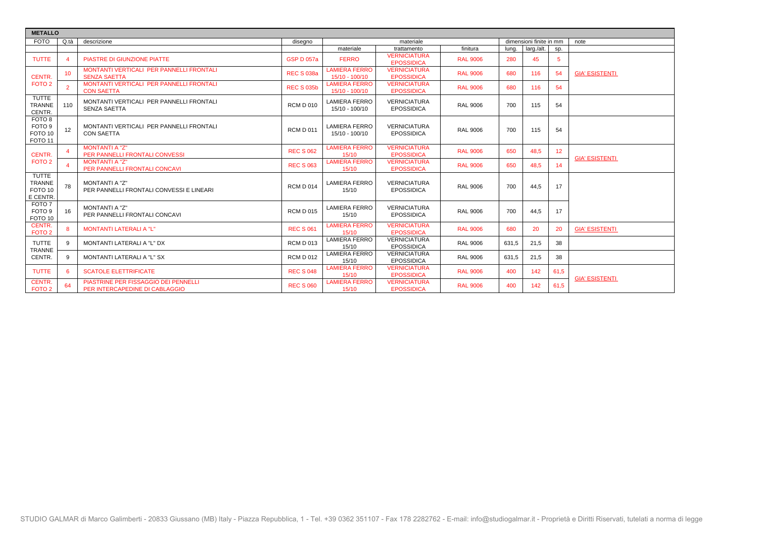| METALLO | | | | | | | | | | |
|---|---|---|---|---|---|---|---|---|---|---|
| FOTO | Q.tà | descrizione | disegno | materiale | | | dimensioni finite in mm | | | note |
| | | | | materiale | trattamento | finitura | lung. | larg./alt. | sp. | |
| TUTTE | 4 | PIASTRE DI GIUNZIONE PIATTE | GSP D 057a | FERRO | VERNICIATURA EPOSSIDICA | RAL 9006 | 280 | 45 | 5 | |
| CENTR. FOTO 2 | 10 | MONTANTI VERTICALI PER PANNELLI FRONTALI SENZA SAETTA | REC S 038a | LAMIERA FERRO 15/10 - 100/10 | VERNICIATURA EPOSSIDICA | RAL 9006 | 680 | 116 | 54 | GIA' ESISTENTI |
| | 2 | MONTANTI VERTICALI PER PANNELLI FRONTALI CON SAETTA | REC S 035b | LAMIERA FERRO 15/10 - 100/10 | VERNICIATURA EPOSSIDICA | RAL 9006 | 680 | 116 | 54 | |
| TUTTE TRANNE CENTR. | 110 | MONTANTI VERTICALI PER PANNELLI FRONTALI SENZA SAETTA | RCM D 010 | LAMIERA FERRO 15/10 - 100/10 | VERNICIATURA EPOSSIDICA | RAL 9006 | 700 | 115 | 54 | |
| FOTO 8 FOTO 9 FOTO 10 FOTO 11 | 12 | MONTANTI VERTICALI PER PANNELLI FRONTALI CON SAETTA | RCM D 011 | LAMIERA FERRO 15/10 - 100/10 | VERNICIATURA EPOSSIDICA | RAL 9006 | 700 | 115 | 54 | |
| CENTR. FOTO 2 | 4 | MONTANTI A "Z" PER PANNELLI FRONTALI CONVESSI | REC S 062 | LAMIERA FERRO 15/10 | VERNICIATURA EPOSSIDICA | RAL 9006 | 650 | 48,5 | 12 | GIA' ESISTENTI |
| | 4 | MONTANTI A "Z" PER PANNELLI FRONTALI CONCAVI | REC S 063 | LAMIERA FERRO 15/10 | VERNICIATURA EPOSSIDICA | RAL 9006 | 650 | 48,5 | 14 | |
| TUTTE TRANNE FOTO 10 E CENTR. | 78 | MONTANTI A "Z" PER PANNELLI FRONTALI CONVESSI E LINEARI | RCM D 014 | LAMIERA FERRO 15/10 | VERNICIATURA EPOSSIDICA | RAL 9006 | 700 | 44,5 | 17 | |
| FOTO 7 FOTO 9 FOTO 10 | 16 | MONTANTI A "Z" PER PANNELLI FRONTALI CONCAVI | RCM D 015 | LAMIERA FERRO 15/10 | VERNICIATURA EPOSSIDICA | RAL 9006 | 700 | 44,5 | 17 | |
| CENTR. FOTO 2 | 8 | MONTANTI LATERALI A "L" | REC S 061 | LAMIERA FERRO 15/10 | VERNICIATURA EPOSSIDICA | RAL 9006 | 680 | 20 | 20 | GIA' ESISTENTI |
| TUTTE TRANNE CENTR. | 9 | MONTANTI LATERALI A "L" DX | RCM D 013 | LAMIERA FERRO 15/10 | VERNICIATURA EPOSSIDICA | RAL 9006 | 631,5 | 21,5 | 38 | |
| | 9 | MONTANTI LATERALI A "L" SX | RCM D 012 | LAMIERA FERRO 15/10 | VERNICIATURA EPOSSIDICA | RAL 9006 | 631,5 | 21,5 | 38 | |
| TUTTE | 6 | SCATOLE ELETTRIFICATE | REC S 048 | LAMIERA FERRO 15/10 | VERNICIATURA EPOSSIDICA | RAL 9006 | 400 | 142 | 61,5 | GIA' ESISTENTI |
| CENTR. FOTO 2 | 64 | PIASTRINE PER FISSAGGIO DEI PENNELLI PER INTERCAPEDINE DI CABLAGGIO | REC S 060 | LAMIERA FERRO 15/10 | VERNICIATURA EPOSSIDICA | RAL 9006 | 400 | 142 | 61,5 | |

STUDIO GALMAR di Marco Galimberti - 20833 Giussano (MB) Italy - Piazza Repubblica, 1 - Tel. +39 0362 351107 - Fax 178 2282762 - E-mail: info@studiogalmar.it - Proprietà e Diritti Riservati, tutelati a norma di legge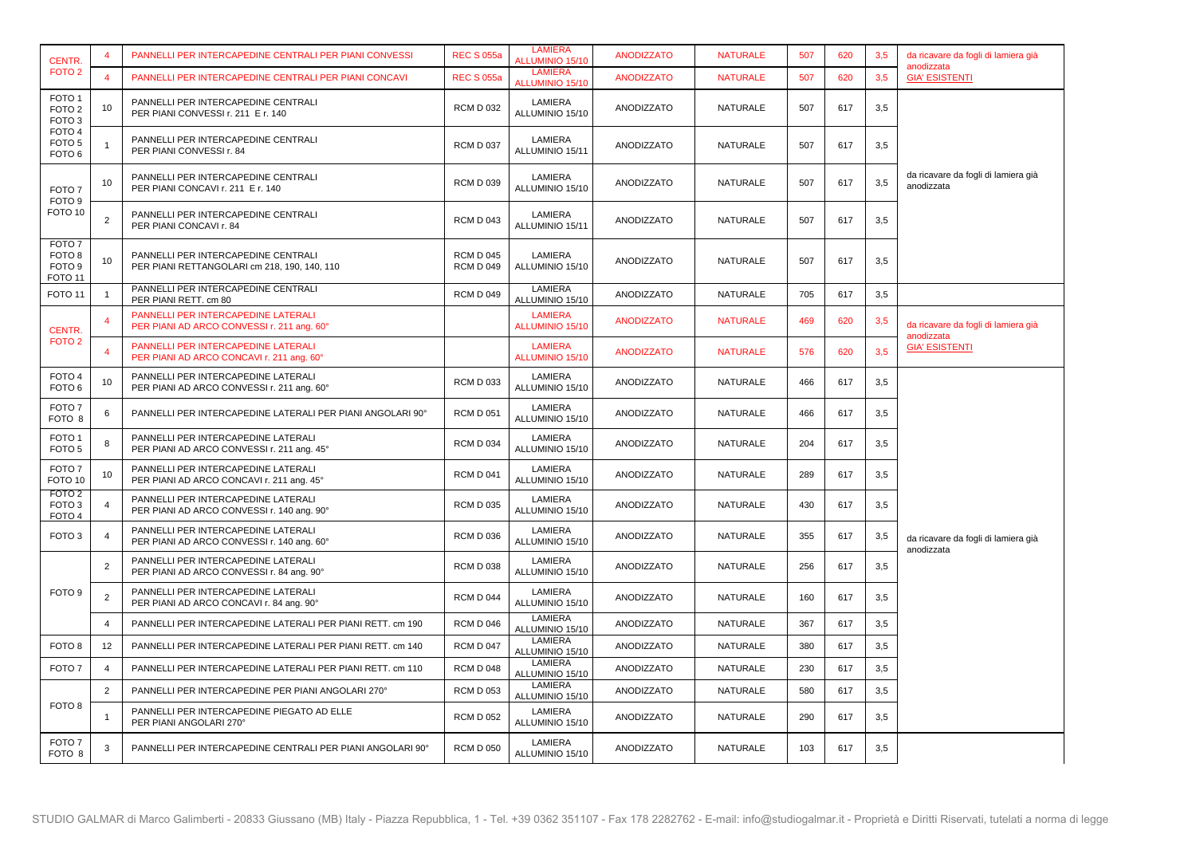| | | | | | | | | | | |
|---|---|---|---|---|---|---|---|---|---|---|
| CENTR. FOTO 2 | 4 | PANNELLI PER INTERCAPEDINE CENTRALI PER PIANI CONVESSI | REC S 055a | LAMIERA ALLUMINIO 15/10 | ANODIZZATO | NATURALE | 507 | 620 | 3,5 | da ricavare da fogli di lamiera già anodizzata GIA' ESISTENTI |
| | 4 | PANNELLI PER INTERCAPEDINE CENTRALI PER PIANI CONCAVI | REC S 055a | LAMIERA ALLUMINIO 15/10 | ANODIZZATO | NATURALE | 507 | 620 | 3,5 | |
| FOTO 1 FOTO 2 FOTO 3 FOTO 4 FOTO 5 FOTO 6 | 10 | PANNELLI PER INTERCAPEDINE CENTRALI PER PIANI CONVESSI r. 211 E r. 140 | RCM D 032 | LAMIERA ALLUMINIO 15/10 | ANODIZZATO | NATURALE | 507 | 617 | 3,5 | da ricavare da fogli di lamiera già anodizzata |
| | 1 | PANNELLI PER INTERCAPEDINE CENTRALI PER PIANI CONVESSI r. 84 | RCM D 037 | LAMIERA ALLUMINIO 15/11 | ANODIZZATO | NATURALE | 507 | 617 | 3,5 | |
| FOTO 7 FOTO 9 FOTO 10 | 10 | PANNELLI PER INTERCAPEDINE CENTRALI PER PIANI CONCAVI r. 211 E r. 140 | RCM D 039 | LAMIERA ALLUMINIO 15/10 | ANODIZZATO | NATURALE | 507 | 617 | 3,5 | |
| | 2 | PANNELLI PER INTERCAPEDINE CENTRALI PER PIANI CONCAVI r. 84 | RCM D 043 | LAMIERA ALLUMINIO 15/11 | ANODIZZATO | NATURALE | 507 | 617 | 3,5 | |
| FOTO 7 FOTO 8 FOTO 9 FOTO 11 | 10 | PANNELLI PER INTERCAPEDINE CENTRALI PER PIANI RETTANGOLARI cm 218, 190, 140, 110 | RCM D 045 RCM D 049 | LAMIERA ALLUMINIO 15/10 | ANODIZZATO | NATURALE | 507 | 617 | 3,5 | |
| FOTO 11 | 1 | PANNELLI PER INTERCAPEDINE CENTRALI PER PIANI RETT. cm 80 | RCM D 049 | LAMIERA ALLUMINIO 15/10 | ANODIZZATO | NATURALE | 705 | 617 | 3,5 | |
| CENTR. FOTO 2 | 4 | PANNELLI PER INTERCAPEDINE LATERALI PER PIANI AD ARCO CONVESSI r. 211 ang. 60° | | LAMIERA ALLUMINIO 15/10 | ANODIZZATO | NATURALE | 469 | 620 | 3,5 | da ricavare da fogli di lamiera già anodizzata GIA' ESISTENTI |
| | 4 | PANNELLI PER INTERCAPEDINE LATERALI PER PIANI AD ARCO CONCAVI r. 211 ang. 60° | | LAMIERA ALLUMINIO 15/10 | ANODIZZATO | NATURALE | 576 | 620 | 3,5 | |
| FOTO 4 FOTO 6 | 10 | PANNELLI PER INTERCAPEDINE LATERALI PER PIANI AD ARCO CONVESSI r. 211 ang. 60° | RCM D 033 | LAMIERA ALLUMINIO 15/10 | ANODIZZATO | NATURALE | 466 | 617 | 3,5 | da ricavare da fogli di lamiera già anodizzata |
| FOTO 7 FOTO 8 | 6 | PANNELLI PER INTERCAPEDINE LATERALI PER PIANI ANGOLARI 90° | RCM D 051 | LAMIERA ALLUMINIO 15/10 | ANODIZZATO | NATURALE | 466 | 617 | 3,5 | |
| FOTO 1 FOTO 5 | 8 | PANNELLI PER INTERCAPEDINE LATERALI PER PIANI AD ARCO CONVESSI r. 211 ang. 45° | RCM D 034 | LAMIERA ALLUMINIO 15/10 | ANODIZZATO | NATURALE | 204 | 617 | 3,5 | |
| FOTO 7 FOTO 10 | 10 | PANNELLI PER INTERCAPEDINE LATERALI PER PIANI AD ARCO CONCAVI r. 211 ang. 45° | RCM D 041 | LAMIERA ALLUMINIO 15/10 | ANODIZZATO | NATURALE | 289 | 617 | 3,5 | |
| FOTO 2 FOTO 3 FOTO 4 | 4 | PANNELLI PER INTERCAPEDINE LATERALI PER PIANI AD ARCO CONVESSI r. 140 ang. 90° | RCM D 035 | LAMIERA ALLUMINIO 15/10 | ANODIZZATO | NATURALE | 430 | 617 | 3,5 | |
| FOTO 3 | 4 | PANNELLI PER INTERCAPEDINE LATERALI PER PIANI AD ARCO CONVESSI r. 140 ang. 60° | RCM D 036 | LAMIERA ALLUMINIO 15/10 | ANODIZZATO | NATURALE | 355 | 617 | 3,5 | |
| FOTO 9 | 2 | PANNELLI PER INTERCAPEDINE LATERALI PER PIANI AD ARCO CONVESSI r. 84 ang. 90° | RCM D 038 | LAMIERA ALLUMINIO 15/10 | ANODIZZATO | NATURALE | 256 | 617 | 3,5 | |
| | 2 | PANNELLI PER INTERCAPEDINE LATERALI PER PIANI AD ARCO CONCAVI r. 84 ang. 90° | RCM D 044 | LAMIERA ALLUMINIO 15/10 | ANODIZZATO | NATURALE | 160 | 617 | 3,5 | |
| | 4 | PANNELLI PER INTERCAPEDINE LATERALI PER PIANI RETT. cm 190 | RCM D 046 | LAMIERA ALLUMINIO 15/10 | ANODIZZATO | NATURALE | 367 | 617 | 3,5 | |
| FOTO 8 | 12 | PANNELLI PER INTERCAPEDINE LATERALI PER PIANI RETT. cm 140 | RCM D 047 | LAMIERA ALLUMINIO 15/10 | ANODIZZATO | NATURALE | 380 | 617 | 3,5 | |
| FOTO 7 | 4 | PANNELLI PER INTERCAPEDINE LATERALI PER PIANI RETT. cm 110 | RCM D 048 | LAMIERA ALLUMINIO 15/10 | ANODIZZATO | NATURALE | 230 | 617 | 3,5 | |
| FOTO 8 | 2 | PANNELLI PER INTERCAPEDINE PER PIANI ANGOLARI 270° | RCM D 053 | LAMIERA ALLUMINIO 15/10 | ANODIZZATO | NATURALE | 580 | 617 | 3,5 | |
| | 1 | PANNELLI PER INTERCAPEDINE PIEGATO AD ELLE PER PIANI ANGOLARI 270° | RCM D 052 | LAMIERA ALLUMINIO 15/10 | ANODIZZATO | NATURALE | 290 | 617 | 3,5 | |
| FOTO 7 FOTO 8 | 3 | PANNELLI PER INTERCAPEDINE CENTRALI PER PIANI ANGOLARI 90° | RCM D 050 | LAMIERA ALLUMINIO 15/10 | ANODIZZATO | NATURALE | 103 | 617 | 3,5 | |

STUDIO GALMAR di Marco Galimberti - 20833 Giussano (MB) Italy - Piazza Repubblica, 1 - Tel. +39 0362 351107 - Fax 178 2282762 - E-mail: info@studiogalmar.it - Proprietà e Diritti Riservati, tutelati a norma di legge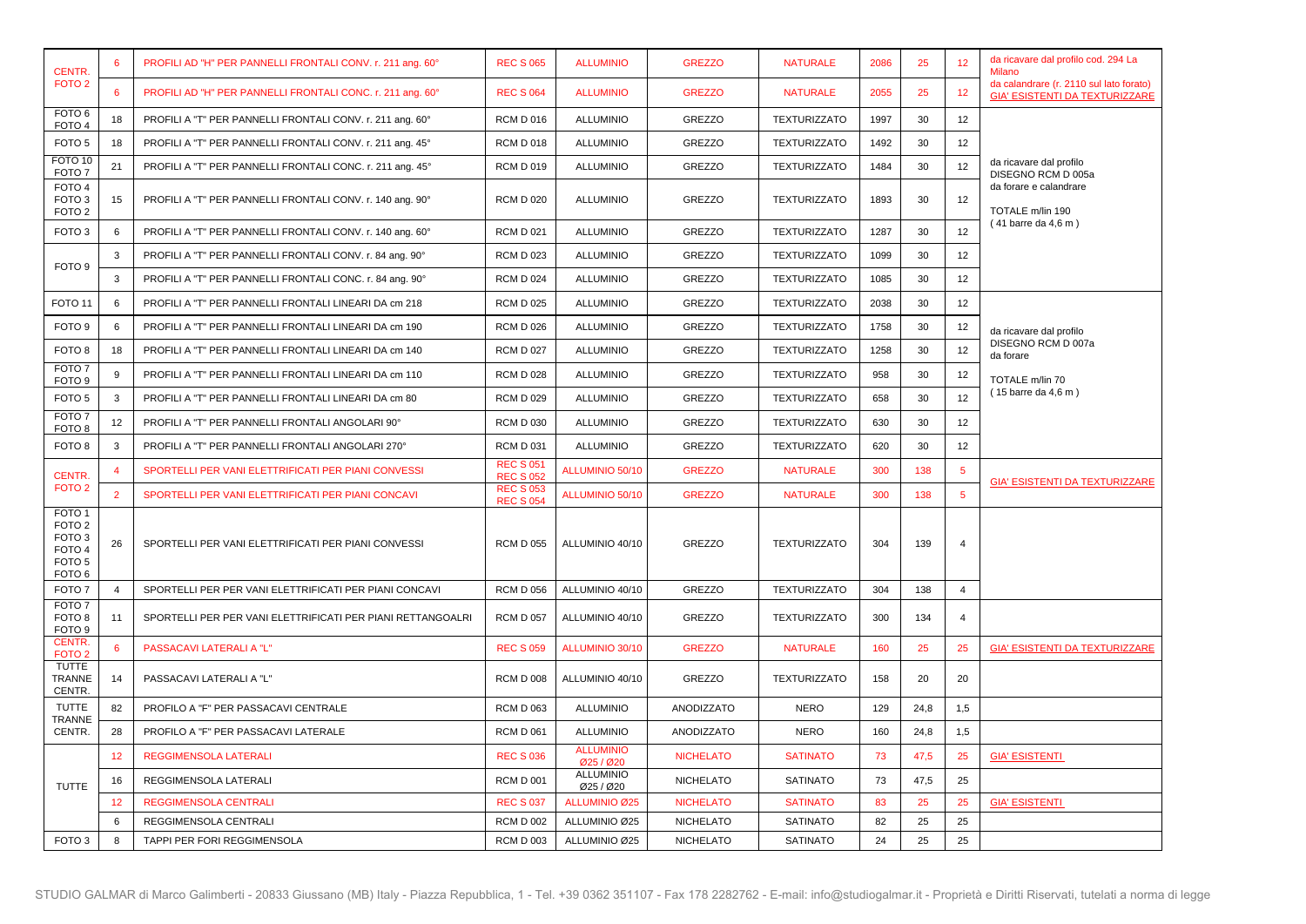| | | | | | | | | | | |
|---|---|---|---|---|---|---|---|---|---|---|
| CENTR. FOTO 2 | 6 | PROFILI AD "H" PER PANNELLI FRONTALI CONV. r. 211 ang. 60° | REC S 065 | ALLUMINIO | GREZZO | NATURALE | 2086 | 25 | 12 | da ricavare dal profilo cod. 294 La Milano |
| | 6 | PROFILI AD "H" PER PANNELLI FRONTALI CONC. r. 211 ang. 60° | REC S 064 | ALLUMINIO | GREZZO | NATURALE | 2055 | 25 | 12 | da calandrare (r. 2110 sul lato forato) GIA' ESISTENTI DA TEXTURIZZARE |
| FOTO 6 FOTO 4 | 18 | PROFILI A "T" PER PANNELLI FRONTALI CONV. r. 211 ang. 60° | RCM D 016 | ALLUMINIO | GREZZO | TEXTURIZZATO | 1997 | 30 | 12 | da ricavare dal profilo DISEGNO RCM D 005a da forare e calandrare TOTALE m/lin 190 ( 41 barre da 4,6 m ) |
| FOTO 5 | 18 | PROFILI A "T" PER PANNELLI FRONTALI CONV. r. 211 ang. 45° | RCM D 018 | ALLUMINIO | GREZZO | TEXTURIZZATO | 1492 | 30 | 12 | |
| FOTO 10 FOTO 7 | 21 | PROFILI A "T" PER PANNELLI FRONTALI CONC. r. 211 ang. 45° | RCM D 019 | ALLUMINIO | GREZZO | TEXTURIZZATO | 1484 | 30 | 12 | |
| FOTO 4 FOTO 3 FOTO 2 | 15 | PROFILI A "T" PER PANNELLI FRONTALI CONV. r. 140 ang. 90° | RCM D 020 | ALLUMINIO | GREZZO | TEXTURIZZATO | 1893 | 30 | 12 | |
| FOTO 3 | 6 | PROFILI A "T" PER PANNELLI FRONTALI CONV. r. 140 ang. 60° | RCM D 021 | ALLUMINIO | GREZZO | TEXTURIZZATO | 1287 | 30 | 12 | |
| FOTO 9 | 3 | PROFILI A "T" PER PANNELLI FRONTALI CONV. r. 84 ang. 90° | RCM D 023 | ALLUMINIO | GREZZO | TEXTURIZZATO | 1099 | 30 | 12 | |
| | 3 | PROFILI A "T" PER PANNELLI FRONTALI CONC. r. 84 ang. 90° | RCM D 024 | ALLUMINIO | GREZZO | TEXTURIZZATO | 1085 | 30 | 12 | |
| FOTO 11 | 6 | PROFILI A "T" PER PANNELLI FRONTALI LINEARI DA cm 218 | RCM D 025 | ALLUMINIO | GREZZO | TEXTURIZZATO | 2038 | 30 | 12 | da ricavare dal profilo DISEGNO RCM D 007a da forare TOTALE m/lin 70 ( 15 barre da 4,6 m ) |
| FOTO 9 | 6 | PROFILI A "T" PER PANNELLI FRONTALI LINEARI DA cm 190 | RCM D 026 | ALLUMINIO | GREZZO | TEXTURIZZATO | 1758 | 30 | 12 | |
| FOTO 8 | 18 | PROFILI A "T" PER PANNELLI FRONTALI LINEARI DA cm 140 | RCM D 027 | ALLUMINIO | GREZZO | TEXTURIZZATO | 1258 | 30 | 12 | |
| FOTO 7 FOTO 9 | 9 | PROFILI A "T" PER PANNELLI FRONTALI LINEARI DA cm 110 | RCM D 028 | ALLUMINIO | GREZZO | TEXTURIZZATO | 958 | 30 | 12 | |
| FOTO 5 | 3 | PROFILI A "T" PER PANNELLI FRONTALI LINEARI DA cm 80 | RCM D 029 | ALLUMINIO | GREZZO | TEXTURIZZATO | 658 | 30 | 12 | |
| FOTO 7 FOTO 8 | 12 | PROFILI A "T" PER PANNELLI FRONTALI ANGOLARI 90° | RCM D 030 | ALLUMINIO | GREZZO | TEXTURIZZATO | 630 | 30 | 12 | |
| FOTO 8 | 3 | PROFILI A "T" PER PANNELLI FRONTALI ANGOLARI 270° | RCM D 031 | ALLUMINIO | GREZZO | TEXTURIZZATO | 620 | 30 | 12 | |
| CENTR. FOTO 2 | 4 | SPORTELLI PER VANI ELETTRIFICATI PER PIANI CONVESSI | REC S 051 REC S 052 | ALLUMINIO 50/10 | GREZZO | NATURALE | 300 | 138 | 5 | GIA' ESISTENTI DA TEXTURIZZARE |
| | 2 | SPORTELLI PER VANI ELETTRIFICATI PER PIANI CONCAVI | REC S 053 REC S 054 | ALLUMINIO 50/10 | GREZZO | NATURALE | 300 | 138 | 5 | |
| FOTO 1 FOTO 2 FOTO 3 FOTO 4 FOTO 5 FOTO 6 | 26 | SPORTELLI PER VANI ELETTRIFICATI PER PIANI CONVESSI | RCM D 055 | ALLUMINIO 40/10 | GREZZO | TEXTURIZZATO | 304 | 139 | 4 | |
| FOTO 7 | 4 | SPORTELLI PER PER VANI ELETTRIFICATI PER PIANI CONCAVI | RCM D 056 | ALLUMINIO 40/10 | GREZZO | TEXTURIZZATO | 304 | 138 | 4 | |
| FOTO 7 FOTO 8 FOTO 9 | 11 | SPORTELLI PER PER VANI ELETTRIFICATI PER PIANI RETTANGOALRI | RCM D 057 | ALLUMINIO 40/10 | GREZZO | TEXTURIZZATO | 300 | 134 | 4 | |
| CENTR. FOTO 2 | 6 | PASSACAVI LATERALI A "L" | REC S 059 | ALLUMINIO 30/10 | GREZZO | NATURALE | 160 | 25 | 25 | GIA' ESISTENTI DA TEXTURIZZARE |
| TUTTE TRANNE CENTR. | 14 | PASSACAVI LATERALI A "L" | RCM D 008 | ALLUMINIO 40/10 | GREZZO | TEXTURIZZATO | 158 | 20 | 20 | |
| TUTTE TRANNE CENTR. | 82 | PROFILO A "F" PER PASSACAVI CENTRALE | RCM D 063 | ALLUMINIO | ANODIZZATO | NERO | 129 | 24,8 | 1,5 | |
| | 28 | PROFILO A "F" PER PASSACAVI LATERALE | RCM D 061 | ALLUMINIO | ANODIZZATO | NERO | 160 | 24,8 | 1,5 | |
| TUTTE | 12 | REGGIMENSOLA LATERALI | REC S 036 | ALLUMINIO Ø25 / Ø20 | NICHELATO | SATINATO | 73 | 47,5 | 25 | GIA' ESISTENTI |
| | 16 | REGGIMENSOLA LATERALI | RCM D 001 | ALLUMINIO Ø25 / Ø20 | NICHELATO | SATINATO | 73 | 47,5 | 25 | |
| | 12 | REGGIMENSOLA CENTRALI | REC S 037 | ALLUMINIO Ø25 | NICHELATO | SATINATO | 83 | 25 | 25 | GIA' ESISTENTI |
| | 6 | REGGIMENSOLA CENTRALI | RCM D 002 | ALLUMINIO Ø25 | NICHELATO | SATINATO | 82 | 25 | 25 | |
| FOTO 3 | 8 | TAPPI PER FORI REGGIMENSOLA | RCM D 003 | ALLUMINIO Ø25 | NICHELATO | SATINATO | 24 | 25 | 25 | |

STUDIO GALMAR di Marco Galimberti - 20833 Giussano (MB) Italy - Piazza Repubblica, 1 - Tel. +39 0362 351107 - Fax 178 2282762 - E-mail: info@studiogalmar.it - Proprietà e Diritti Riservati, tutelati a norma di legge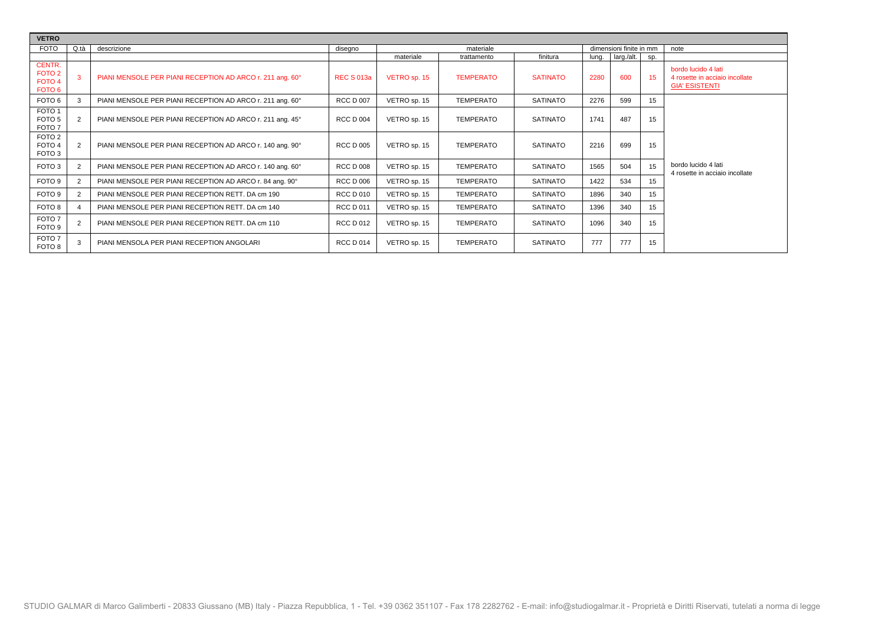| VETRO | | | | | | | | | | |
|---|---|---|---|---|---|---|---|---|---|---|
| FOTO | Q.tà | descrizione | disegno | materiale | | | dimensioni finite in mm | | | note |
| | | | | materiale | trattamento | finitura | lung. | larg./alt. | sp. | |
| CENTR. FOTO 2 FOTO 4 FOTO 6 | 3 | PIANI MENSOLE PER PIANI RECEPTION AD ARCO r. 211 ang. 60° | REC S 013a | VETRO sp. 15 | TEMPERATO | SATINATO | 2280 | 600 | 15 | bordo lucido 4 lati 4 rosette in acciaio incollate GIA' ESISTENTI |
| FOTO 6 | 3 | PIANI MENSOLE PER PIANI RECEPTION AD ARCO r. 211 ang. 60° | RCC D 007 | VETRO sp. 15 | TEMPERATO | SATINATO | 2276 | 599 | 15 | bordo lucido 4 lati 4 rosette in acciaio incollate |
| FOTO 1 FOTO 5 FOTO 7 | 2 | PIANI MENSOLE PER PIANI RECEPTION AD ARCO r. 211 ang. 45° | RCC D 004 | VETRO sp. 15 | TEMPERATO | SATINATO | 1741 | 487 | 15 | |
| FOTO 2 FOTO 4 FOTO 3 | 2 | PIANI MENSOLE PER PIANI RECEPTION AD ARCO r. 140 ang. 90° | RCC D 005 | VETRO sp. 15 | TEMPERATO | SATINATO | 2216 | 699 | 15 | |
| FOTO 3 | 2 | PIANI MENSOLE PER PIANI RECEPTION AD ARCO r. 140 ang. 60° | RCC D 008 | VETRO sp. 15 | TEMPERATO | SATINATO | 1565 | 504 | 15 | |
| FOTO 9 | 2 | PIANI MENSOLE PER PIANI RECEPTION AD ARCO r. 84 ang. 90° | RCC D 006 | VETRO sp. 15 | TEMPERATO | SATINATO | 1422 | 534 | 15 | |
| FOTO 9 | 2 | PIANI MENSOLE PER PIANI RECEPTION RETT. DA cm 190 | RCC D 010 | VETRO sp. 15 | TEMPERATO | SATINATO | 1896 | 340 | 15 | |
| FOTO 8 | 4 | PIANI MENSOLE PER PIANI RECEPTION RETT. DA cm 140 | RCC D 011 | VETRO sp. 15 | TEMPERATO | SATINATO | 1396 | 340 | 15 | |
| FOTO 7 FOTO 9 | 2 | PIANI MENSOLE PER PIANI RECEPTION RETT. DA cm 110 | RCC D 012 | VETRO sp. 15 | TEMPERATO | SATINATO | 1096 | 340 | 15 | |
| FOTO 7 FOTO 8 | 3 | PIANI MENSOLA PER PIANI RECEPTION ANGOLARI | RCC D 014 | VETRO sp. 15 | TEMPERATO | SATINATO | 777 | 777 | 15 | |

STUDIO GALMAR di Marco Galimberti - 20833 Giussano (MB) Italy - Piazza Repubblica, 1 - Tel. +39 0362 351107 - Fax 178 2282762 - E-mail: info@studiogalmar.it - Proprietà e Diritti Riservati, tutelati a norma di legge